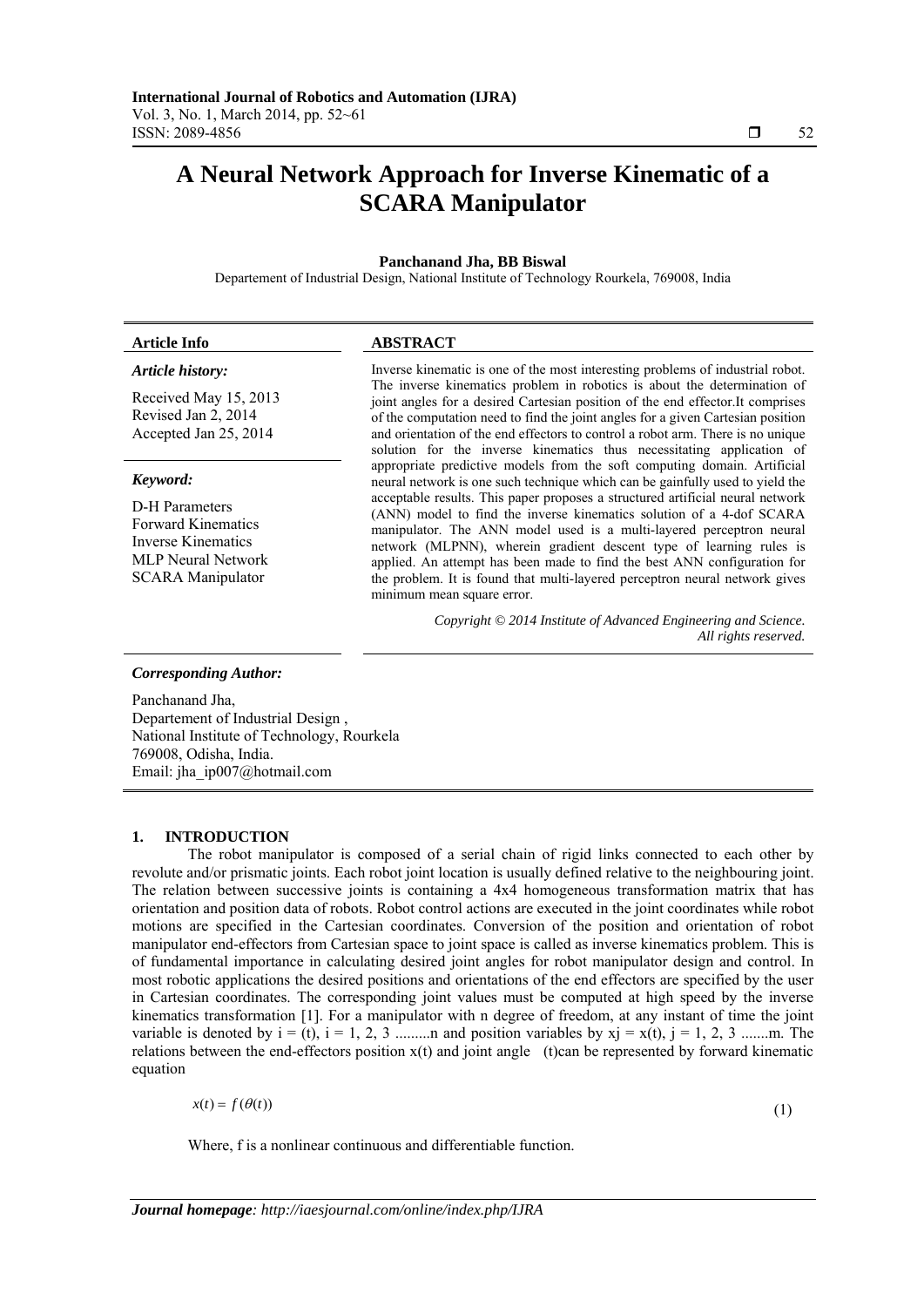# A Neural Network Approach for Inverse Kinematic of a SCARA Manipulator

**Panchanand Jha, BB Biswal**

Departement of Industrial Design, National Institute of Technology Rourkela, 769008, India

| **Article Info** | **ABSTRACT** |
|---|---|
| ***Article history:***<br><br>Received May 15, 2013<br>Revised Jan 2, 2014<br>Accepted Jan 25, 2014<br><br>***Keyword:***<br><br>D-H Parameters<br>Forward Kinematics<br>Inverse Kinematics<br>MLP Neural Network<br>SCARA Manipulator | Inverse kinematic is one of the most interesting problems of industrial robot. The inverse kinematics problem in robotics is about the determination of joint angles for a desired Cartesian position of the end effector.It comprises of the computation need to find the joint angles for a given Cartesian position and orientation of the end effectors to control a robot arm. There is no unique solution for the inverse kinematics thus necessitating application of appropriate predictive models from the soft computing domain. Artificial neural network is one such technique which can be gainfully used to yield the acceptable results. This paper proposes a structured artificial neural network (ANN) model to find the inverse kinematics solution of a 4-dof SCARA manipulator. The ANN model used is a multi-layered perceptron neural network (MLPNN), wherein gradient descent type of learning rules is applied. An attempt has been made to find the best ANN configuration for the problem. It is found that multi-layered perceptron neural network gives minimum mean square error.<br><br>*Copyright © 2014 Institute of Advanced Engineering and Science. All rights reserved.* |

***Corresponding Author:***

Panchanand Jha,
Departement of Industrial Design ,
National Institute of Technology, Rourkela
769008, Odisha, India.
Email: jha_ip007@hotmail.com

## 1. INTRODUCTION

The robot manipulator is composed of a serial chain of rigid links connected to each other by revolute and/or prismatic joints. Each robot joint location is usually defined relative to the neighbouring joint. The relation between successive joints is containing a 4x4 homogeneous transformation matrix that has orientation and position data of robots. Robot control actions are executed in the joint coordinates while robot motions are specified in the Cartesian coordinates. Conversion of the position and orientation of robot manipulator end-effectors from Cartesian space to joint space is called as inverse kinematics problem. This is of fundamental importance in calculating desired joint angles for robot manipulator design and control. In most robotic applications the desired positions and orientations of the end effectors are specified by the user in Cartesian coordinates. The corresponding joint values must be computed at high speed by the inverse kinematics transformation [1]. For a manipulator with n degree of freedom, at any instant of time the joint variable is denoted by i = (t), i = 1, 2, 3 .........n and position variables by xj = x(t), j = 1, 2, 3 .......m. The relations between the end-effectors position x(t) and joint angle (t)can be represented by forward kinematic equation

$$x(t) = f(\theta(t)) \tag{1}$$

Where, f is a nonlinear continuous and differentiable function.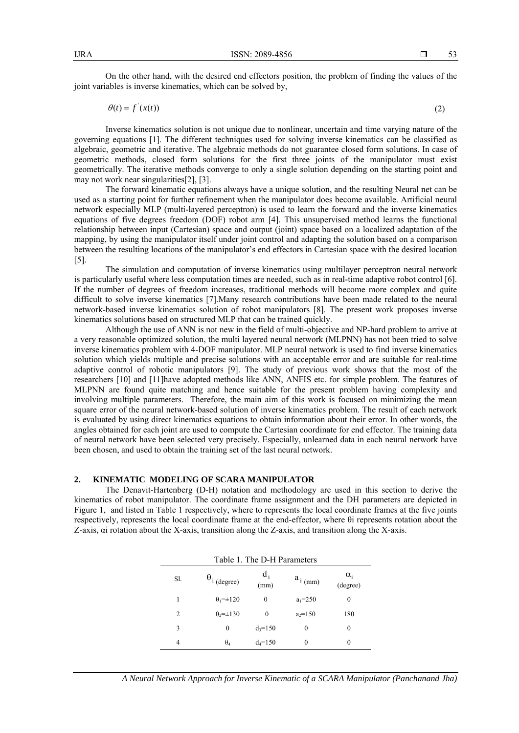On the other hand, with the desired end effectors position, the problem of finding the values of the joint variables is inverse kinematics, which can be solved by,

$$\theta(t) = f^{'}(x(t)) \tag{2}$$

Inverse kinematics solution is not unique due to nonlinear, uncertain and time varying nature of the governing equations [1]. The different techniques used for solving inverse kinematics can be classified as algebraic, geometric and iterative. The algebraic methods do not guarantee closed form solutions. In case of geometric methods, closed form solutions for the first three joints of the manipulator must exist geometrically. The iterative methods converge to only a single solution depending on the starting point and may not work near singularities[2], [3].

The forward kinematic equations always have a unique solution, and the resulting Neural net can be used as a starting point for further refinement when the manipulator does become available. Artificial neural network especially MLP (multi-layered perceptron) is used to learn the forward and the inverse kinematics equations of five degrees freedom (DOF) robot arm [4]. This unsupervised method learns the functional relationship between input (Cartesian) space and output (joint) space based on a localized adaptation of the mapping, by using the manipulator itself under joint control and adapting the solution based on a comparison between the resulting locations of the manipulator's end effectors in Cartesian space with the desired location [5].

The simulation and computation of inverse kinematics using multilayer perceptron neural network is particularly useful where less computation times are needed, such as in real-time adaptive robot control [6]. If the number of degrees of freedom increases, traditional methods will become more complex and quite difficult to solve inverse kinematics [7].Many research contributions have been made related to the neural network-based inverse kinematics solution of robot manipulators [8]. The present work proposes inverse kinematics solutions based on structured MLP that can be trained quickly.

Although the use of ANN is not new in the field of multi-objective and NP-hard problem to arrive at a very reasonable optimized solution, the multi layered neural network (MLPNN) has not been tried to solve inverse kinematics problem with 4-DOF manipulator. MLP neural network is used to find inverse kinematics solution which yields multiple and precise solutions with an acceptable error and are suitable for real-time adaptive control of robotic manipulators [9]. The study of previous work shows that the most of the researchers [10] and [11]have adopted methods like ANN, ANFIS etc. for simple problem. The features of MLPNN are found quite matching and hence suitable for the present problem having complexity and involving multiple parameters. Therefore, the main aim of this work is focused on minimizing the mean square error of the neural network-based solution of inverse kinematics problem. The result of each network is evaluated by using direct kinematics equations to obtain information about their error. In other words, the angles obtained for each joint are used to compute the Cartesian coordinate for end effector. The training data of neural network have been selected very precisely. Especially, unlearned data in each neural network have been chosen, and used to obtain the training set of the last neural network.

## 2. KINEMATIC MODELING OF SCARA MANIPULATOR

The Denavit-Hartenberg (D-H) notation and methodology are used in this section to derive the kinematics of robot manipulator. The coordinate frame assignment and the DH parameters are depicted in Figure 1, and listed in Table 1 respectively, where to represents the local coordinate frames at the five joints respectively, represents the local coordinate frame at the end-effector, where θi represents rotation about the Z-axis, αi rotation about the X-axis, transition along the Z-axis, and transition along the X-axis.

Table 1. The D-H Parameters

| Sl. | $\theta_i$ (degree) | $d_i$ (mm) | $a_i$ (mm) | $\alpha_i$ (degree) |
|---|---|---|---|---|
| 1 | $\theta_1=\pm120$ | 0 | $a_1=250$ | 0 |
| 2 | $\theta_2=\pm130$ | 0 | $a_2=150$ | 180 |
| 3 | 0 | $d_3=150$ | 0 | 0 |
| 4 | $\theta_4$ | $d_4=150$ | 0 | 0 |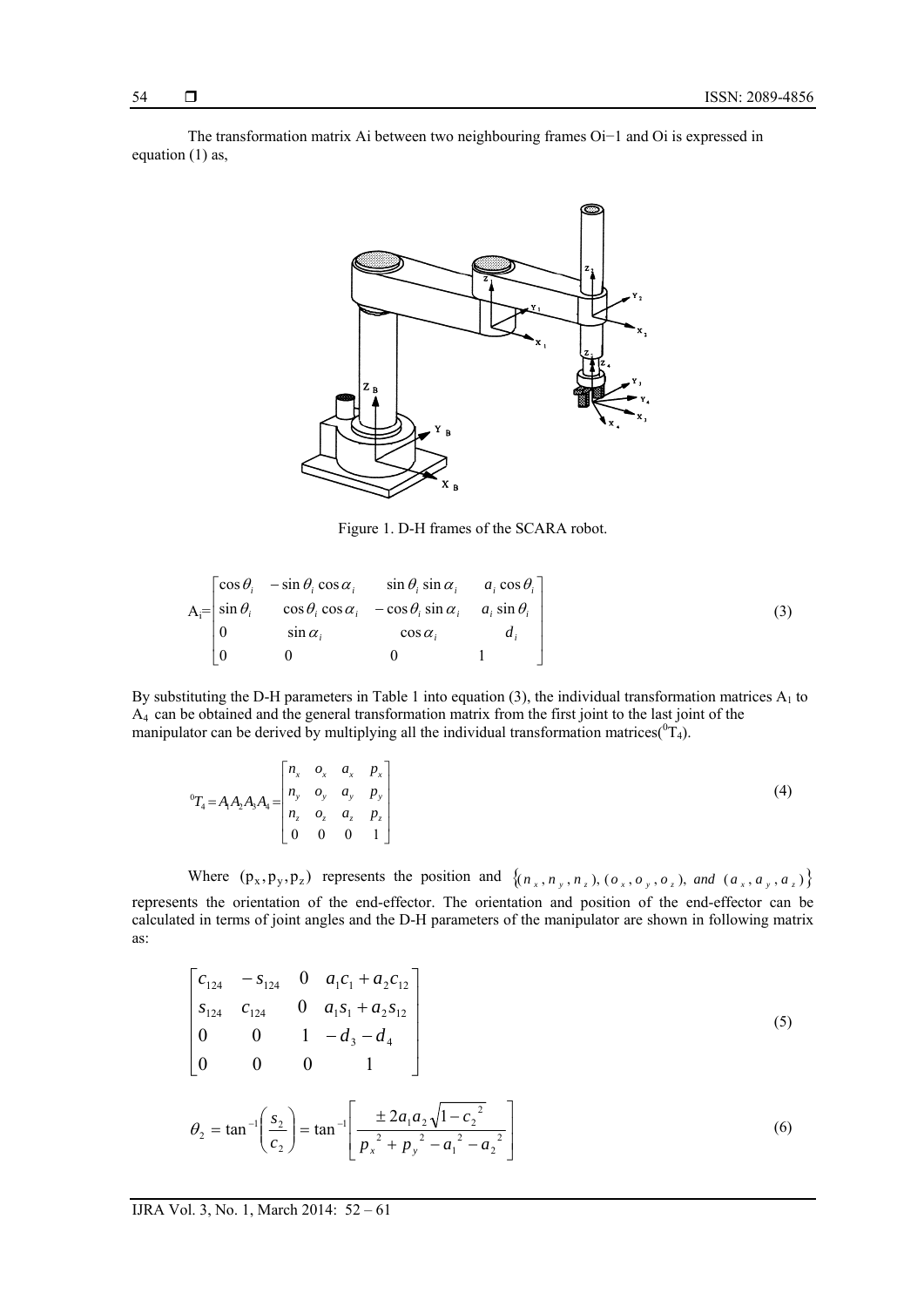The transformation matrix Ai between two neighbouring frames Oi−1 and Oi is expressed in equation (1) as,

Figure 1. D-H frames of the SCARA robot.

$$
A_i = \begin{bmatrix} \cos\theta_i & -\sin\theta_i \cos\alpha_i & \sin\theta_i \sin\alpha_i & a_i \cos\theta_i \\ \sin\theta_i & \cos\theta_i \cos\alpha_i & -\cos\theta_i \sin\alpha_i & a_i \sin\theta_i \\ 0 & \sin\alpha_i & \cos\alpha_i & d_i \\ 0 & 0 & 0 & 1 \end{bmatrix} \tag{3}
$$

By substituting the D-H parameters in Table 1 into equation (3), the individual transformation matrices $A_1$ to $A_4$ can be obtained and the general transformation matrix from the first joint to the last joint of the manipulator can be derived by multiplying all the individual transformation matrices($^0T_4$).

$$
{}^0T_4 = A_1 A_2 A_3 A_4 = \begin{bmatrix} n_x & o_x & a_x & p_x \\ n_y & o_y & a_y & p_y \\ n_z & o_z & a_z & p_z \\ 0 & 0 & 0 & 1 \end{bmatrix} \tag{4}
$$

Where $(p_x, p_y, p_z)$ represents the position and $\{(n_x, n_y, n_z), (o_x, o_y, o_z), \text{ and } (a_x, a_y, a_z)\}$ represents the orientation of the end-effector. The orientation and position of the end-effector can be calculated in terms of joint angles and the D-H parameters of the manipulator are shown in following matrix as:

$$
\begin{bmatrix} c_{124} & -s_{124} & 0 & a_1 c_1 + a_2 c_{12} \\ s_{124} & c_{124} & 0 & a_1 s_1 + a_2 s_{12} \\ 0 & 0 & 1 & -d_3 - d_4 \\ 0 & 0 & 0 & 1 \end{bmatrix} \tag{5}
$$

$$
\theta_2 = \tan^{-1}\left(\frac{s_2}{c_2}\right) = \tan^{-1}\left[\frac{\pm 2a_1 a_2 \sqrt{1 - c_2^{\,2}}}{p_x^{\,2} + p_y^{\,2} - a_1^{\,2} - a_2^{\,2}}\right] \tag{6}
$$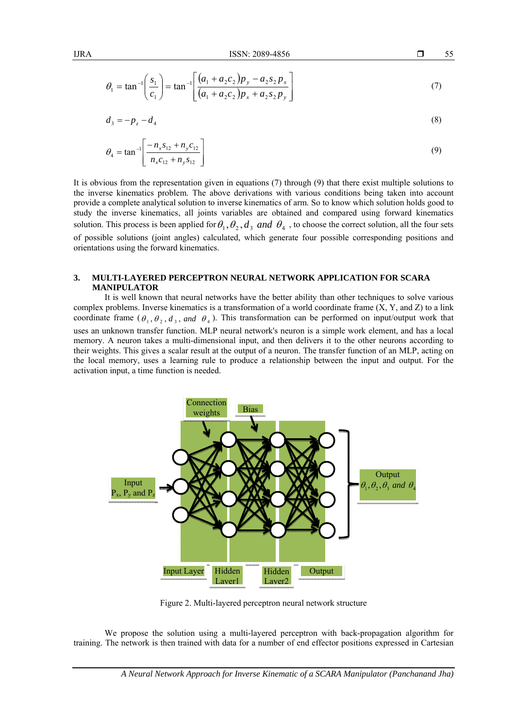$$\theta_1 = \tan^{-1}\left(\frac{s_1}{c_1}\right) = \tan^{-1}\left[\frac{(a_1 + a_2 c_2)p_y - a_2 s_2 p_x}{(a_1 + a_2 c_2)p_x + a_2 s_2 p_y}\right] \tag{7}$$

$$d_3 = -p_z - d_4 \tag{8}$$

$$\theta_4 = \tan^{-1}\left[\frac{-n_x s_{12} + n_y c_{12}}{n_x c_{12} + n_y s_{12}}\right] \tag{9}$$

It is obvious from the representation given in equations (7) through (9) that there exist multiple solutions to the inverse kinematics problem. The above derivations with various conditions being taken into account provide a complete analytical solution to inverse kinematics of arm. So to know which solution holds good to study the inverse kinematics, all joints variables are obtained and compared using forward kinematics solution. This process is been applied for $\theta_1, \theta_2, d_3$ *and* $\theta_4$ , to choose the correct solution, all the four sets of possible solutions (joint angles) calculated, which generate four possible corresponding positions and orientations using the forward kinematics.

## 3. MULTI-LAYERED PERCEPTRON NEURAL NETWORK APPLICATION FOR SCARA MANIPULATOR

It is well known that neural networks have the better ability than other techniques to solve various complex problems. Inverse kinematics is a transformation of a world coordinate frame (X, Y, and Z) to a link coordinate frame ($\theta_1, \theta_2, d_3$, *and* $\theta_4$). This transformation can be performed on input/output work that uses an unknown transfer function. MLP neural network's neuron is a simple work element, and has a local memory. A neuron takes a multi-dimensional input, and then delivers it to the other neurons according to their weights. This gives a scalar result at the output of a neuron. The transfer function of an MLP, acting on the local memory, uses a learning rule to produce a relationship between the input and output. For the activation input, a time function is needed.

Figure 2. Multi-layered perceptron neural network structure

We propose the solution using a multi-layered perceptron with back-propagation algorithm for training. The network is then trained with data for a number of end effector positions expressed in Cartesian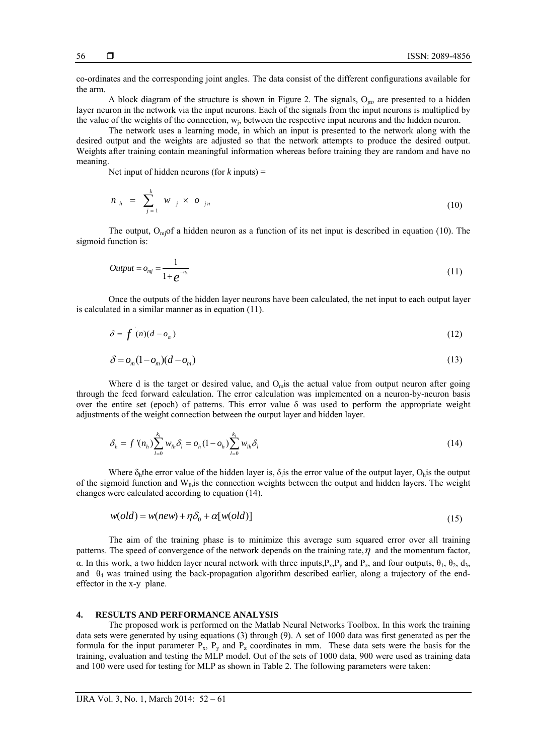co-ordinates and the corresponding joint angles. The data consist of the different configurations available for the arm.

A block diagram of the structure is shown in Figure 2. The signals, $O_{jn}$, are presented to a hidden layer neuron in the network via the input neurons. Each of the signals from the input neurons is multiplied by the value of the weights of the connection, $w_j$, between the respective input neurons and the hidden neuron.

The network uses a learning mode, in which an input is presented to the network along with the desired output and the weights are adjusted so that the network attempts to produce the desired output. Weights after training contain meaningful information whereas before training they are random and have no meaning.

Net input of hidden neurons (for *k* inputs) =

$$n_h = \sum_{j=1}^{k} w_j \times o_{jn} \tag{10}$$

The output, $O_{mj}$of a hidden neuron as a function of its net input is described in equation (10). The sigmoid function is:

$$Output = o_{mj} = \frac{1}{1+e^{-n_h}} \tag{11}$$

Once the outputs of the hidden layer neurons have been calculated, the net input to each output layer is calculated in a similar manner as in equation (11).

$$\delta = f^{'}(n)(d - o_m) \tag{12}$$

$$\delta = o_m(1-o_m)(d-o_m) \tag{13}$$

Where d is the target or desired value, and $O_m$is the actual value from output neuron after going through the feed forward calculation. The error calculation was implemented on a neuron-by-neuron basis over the entire set (epoch) of patterns. This error value δ was used to perform the appropriate weight adjustments of the weight connection between the output layer and hidden layer.

$$\delta_h = f'(n_h)\sum_{l=0}^{k_l} w_{lh}\delta_l = o_h(1-o_h)\sum_{l=0}^{k_l} w_{lh}\delta_l \tag{14}$$

Where $\delta_h$the error value of the hidden layer is, $\delta_l$is the error value of the output layer, $O_h$is the output of the sigmoid function and $W_{lh}$is the connection weights between the output and hidden layers. The weight changes were calculated according to equation (14).

$$w(old) = w(new) + \eta\delta_0 + \alpha[w(old)] \tag{15}$$

The aim of the training phase is to minimize this average sum squared error over all training patterns. The speed of convergence of the network depends on the training rate, $\eta$ and the momentum factor, α. In this work, a two hidden layer neural network with three inputs, $P_x$, $P_y$ and $P_z$, and four outputs, $\theta_1$, $\theta_2$, $d_3$, and $\theta_4$ was trained using the back-propagation algorithm described earlier, along a trajectory of the end-effector in the x-y plane.

## 4. RESULTS AND PERFORMANCE ANALYSIS

The proposed work is performed on the Matlab Neural Networks Toolbox. In this work the training data sets were generated by using equations (3) through (9). A set of 1000 data was first generated as per the formula for the input parameter $P_x$, $P_y$ and $P_z$ coordinates in mm. These data sets were the basis for the training, evaluation and testing the MLP model. Out of the sets of 1000 data, 900 were used as training data and 100 were used for testing for MLP as shown in Table 2. The following parameters were taken: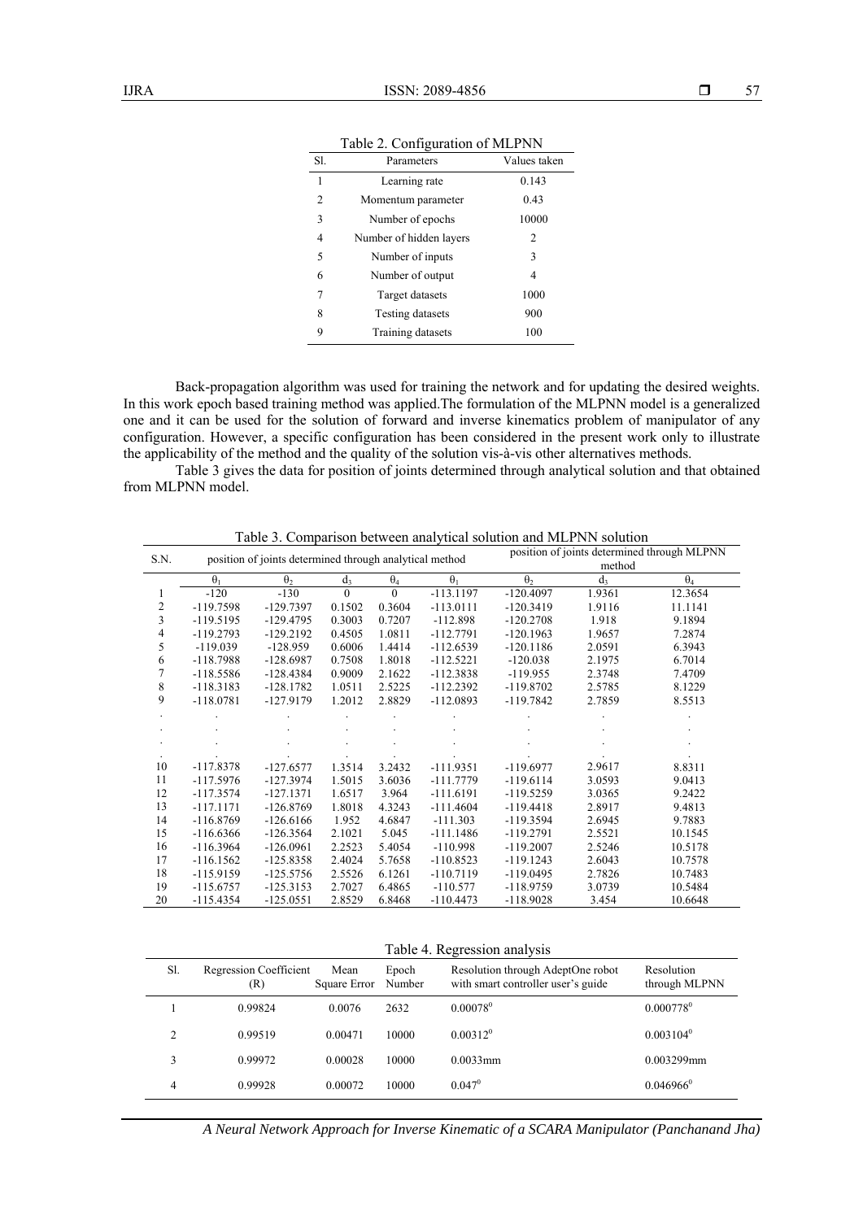Table 2. Configuration of MLPNN

| Sl. | Parameters | Values taken |
|---|---|---|
| 1 | Learning rate | 0.143 |
| 2 | Momentum parameter | 0.43 |
| 3 | Number of epochs | 10000 |
| 4 | Number of hidden layers | 2 |
| 5 | Number of inputs | 3 |
| 6 | Number of output | 4 |
| 7 | Target datasets | 1000 |
| 8 | Testing datasets | 900 |
| 9 | Training datasets | 100 |

Back-propagation algorithm was used for training the network and for updating the desired weights. In this work epoch based training method was applied.The formulation of the MLPNN model is a generalized one and it can be used for the solution of forward and inverse kinematics problem of manipulator of any configuration. However, a specific configuration has been considered in the present work only to illustrate the applicability of the method and the quality of the solution vis-à-vis other alternatives methods.

Table 3 gives the data for position of joints determined through analytical solution and that obtained from MLPNN model.

Table 3. Comparison between analytical solution and MLPNN solution

| S.N. | position of joints determined through analytical method | | | | position of joints determined through MLPNN method | | | |
|---|---|---|---|---|---|---|---|---|
| | $\theta_1$ | $\theta_2$ | $d_3$ | $\theta_4$ | $\theta_1$ | $\theta_2$ | $d_3$ | $\theta_4$ |
| 1 | -120 | -130 | 0 | 0 | -113.1197 | -120.4097 | 1.9361 | 12.3654 |
| 2 | -119.7598 | -129.7397 | 0.1502 | 0.3604 | -113.0111 | -120.3419 | 1.9116 | 11.1141 |
| 3 | -119.5195 | -129.4795 | 0.3003 | 0.7207 | -112.898 | -120.2708 | 1.918 | 9.1894 |
| 4 | -119.2793 | -129.2192 | 0.4505 | 1.0811 | -112.7791 | -120.1963 | 1.9657 | 7.2874 |
| 5 | -119.039 | -128.959 | 0.6006 | 1.4414 | -112.6539 | -120.1186 | 2.0591 | 6.3943 |
| 6 | -118.7988 | -128.6987 | 0.7508 | 1.8018 | -112.5221 | -120.038 | 2.1975 | 6.7014 |
| 7 | -118.5586 | -128.4384 | 0.9009 | 2.1622 | -112.3838 | -119.955 | 2.3748 | 7.4709 |
| 8 | -118.3183 | -128.1782 | 1.0511 | 2.5225 | -112.2392 | -119.8702 | 2.5785 | 8.1229 |
| 9 | -118.0781 | -127.9179 | 1.2012 | 2.8829 | -112.0893 | -119.7842 | 2.7859 | 8.5513 |
| . | . | . | . | . | . | . | . | . |
| . | . | . | . | . | . | . | . | . |
| . | . | . | . | . | . | . | . | . |
| . | . | . | . | . | . | . | . | . |
| 10 | -117.8378 | -127.6577 | 1.3514 | 3.2432 | -111.9351 | -119.6977 | 2.9617 | 8.8311 |
| 11 | -117.5976 | -127.3974 | 1.5015 | 3.6036 | -111.7779 | -119.6114 | 3.0593 | 9.0413 |
| 12 | -117.3574 | -127.1371 | 1.6517 | 3.964 | -111.6191 | -119.5259 | 3.0365 | 9.2422 |
| 13 | -117.1171 | -126.8769 | 1.8018 | 4.3243 | -111.4604 | -119.4418 | 2.8917 | 9.4813 |
| 14 | -116.8769 | -126.6166 | 1.952 | 4.6847 | -111.303 | -119.3594 | 2.6945 | 9.7883 |
| 15 | -116.6366 | -126.3564 | 2.1021 | 5.045 | -111.1486 | -119.2791 | 2.5521 | 10.1545 |
| 16 | -116.3964 | -126.0961 | 2.2523 | 5.4054 | -110.998 | -119.2007 | 2.5246 | 10.5178 |
| 17 | -116.1562 | -125.8358 | 2.4024 | 5.7658 | -110.8523 | -119.1243 | 2.6043 | 10.7578 |
| 18 | -115.9159 | -125.5756 | 2.5526 | 6.1261 | -110.7119 | -119.0495 | 2.7826 | 10.7483 |
| 19 | -115.6757 | -125.3153 | 2.7027 | 6.4865 | -110.577 | -118.9759 | 3.0739 | 10.5484 |
| 20 | -115.4354 | -125.0551 | 2.8529 | 6.8468 | -110.4473 | -118.9028 | 3.454 | 10.6648 |

Table 4. Regression analysis

| Sl. | Regression Coefficient (R) | Mean Square Error | Epoch Number | Resolution through AdeptOne robot with smart controller user's guide | Resolution through MLPNN |
|---|---|---|---|---|---|
| 1 | 0.99824 | 0.0076 | 2632 | $0.00078^0$ | $0.000778^0$ |
| 2 | 0.99519 | 0.00471 | 10000 | $0.00312^0$ | $0.003104^0$ |
| 3 | 0.99972 | 0.00028 | 10000 | 0.0033mm | 0.003299mm |
| 4 | 0.99928 | 0.00072 | 10000 | $0.047^0$ | $0.046966^0$ |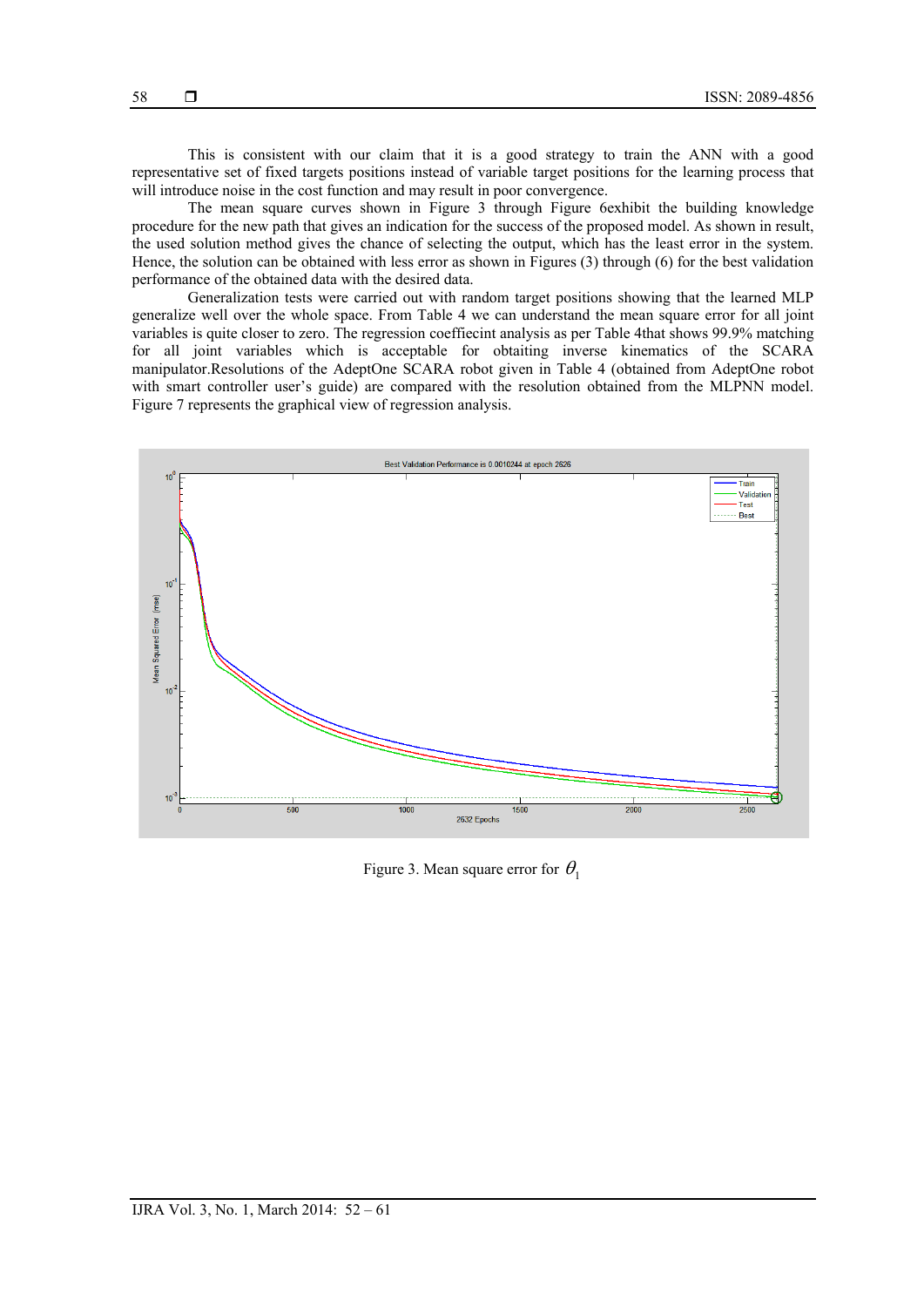This is consistent with our claim that it is a good strategy to train the ANN with a good representative set of fixed targets positions instead of variable target positions for the learning process that will introduce noise in the cost function and may result in poor convergence.

The mean square curves shown in Figure 3 through Figure 6exhibit the building knowledge procedure for the new path that gives an indication for the success of the proposed model. As shown in result, the used solution method gives the chance of selecting the output, which has the least error in the system. Hence, the solution can be obtained with less error as shown in Figures (3) through (6) for the best validation performance of the obtained data with the desired data.

Generalization tests were carried out with random target positions showing that the learned MLP generalize well over the whole space. From Table 4 we can understand the mean square error for all joint variables is quite closer to zero. The regression coeffiecint analysis as per Table 4that shows 99.9% matching for all joint variables which is acceptable for obtaiting inverse kinematics of the SCARA manipulator.Resolutions of the AdeptOne SCARA robot given in Table 4 (obtained from AdeptOne robot with smart controller user's guide) are compared with the resolution obtained from the MLPNN model. Figure 7 represents the graphical view of regression analysis.

Figure 3. Mean square error for $\theta_1$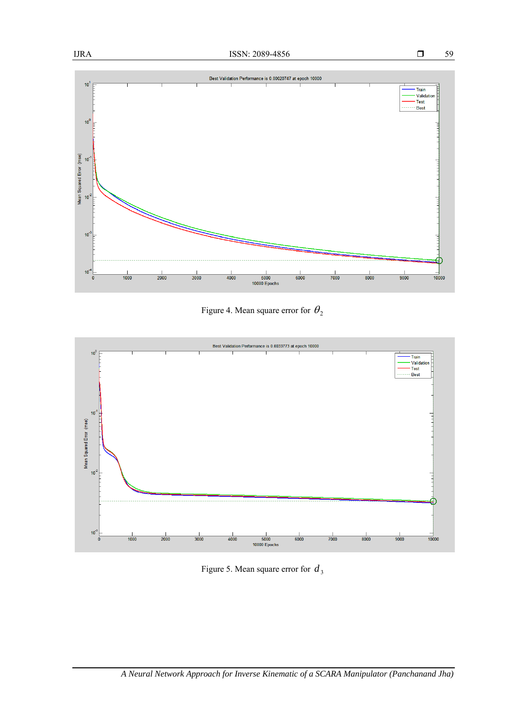Figure 4. Mean square error for $\theta_2$

Figure 5. Mean square error for $d_3$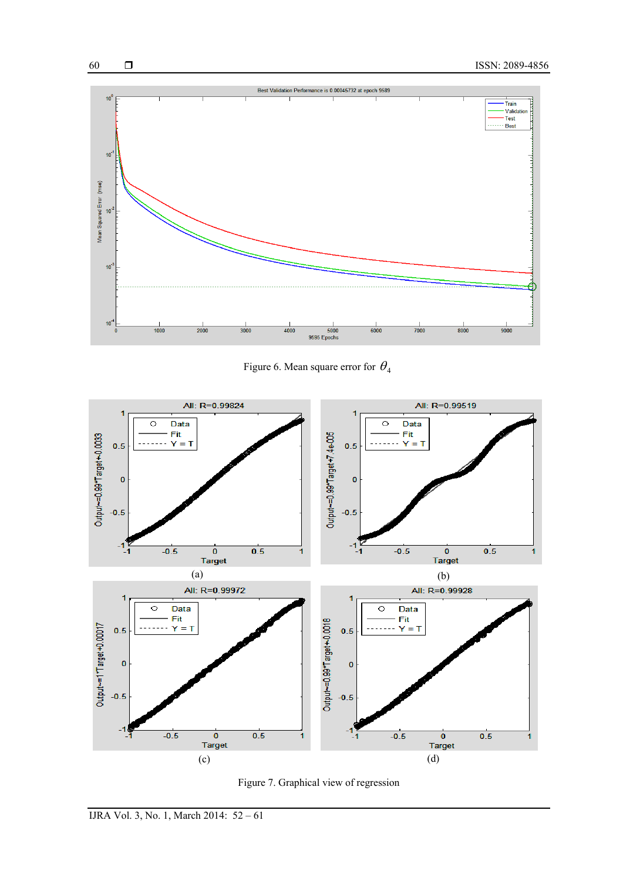Figure 6. Mean square error for $\theta_4$

(a)

(b)

(c)

(d)

Figure 7. Graphical view of regression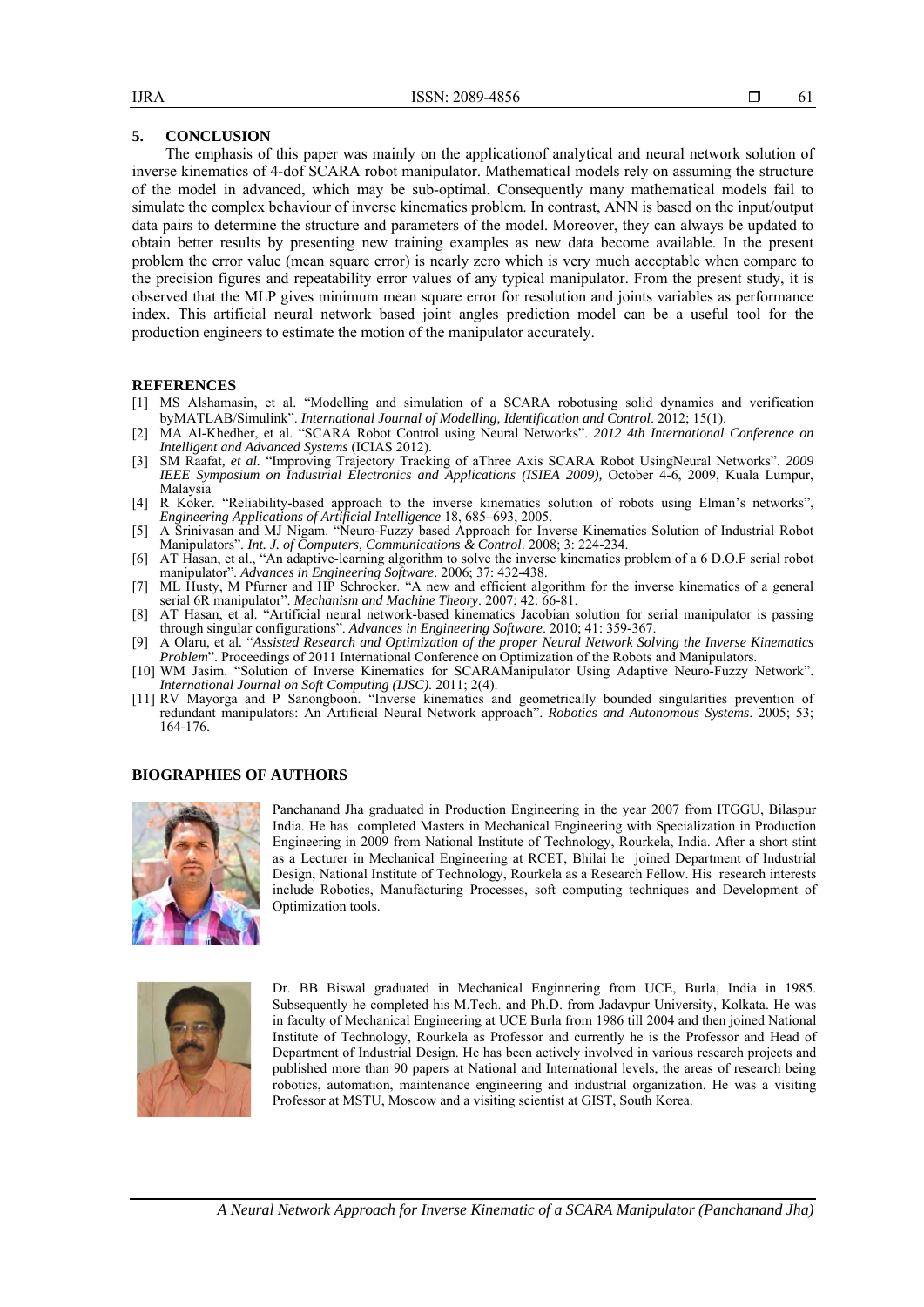## 5. CONCLUSION

The emphasis of this paper was mainly on the applicationof analytical and neural network solution of inverse kinematics of 4-dof SCARA robot manipulator. Mathematical models rely on assuming the structure of the model in advanced, which may be sub-optimal. Consequently many mathematical models fail to simulate the complex behaviour of inverse kinematics problem. In contrast, ANN is based on the input/output data pairs to determine the structure and parameters of the model. Moreover, they can always be updated to obtain better results by presenting new training examples as new data become available. In the present problem the error value (mean square error) is nearly zero which is very much acceptable when compare to the precision figures and repeatability error values of any typical manipulator. From the present study, it is observed that the MLP gives minimum mean square error for resolution and joints variables as performance index. This artificial neural network based joint angles prediction model can be a useful tool for the production engineers to estimate the motion of the manipulator accurately.

## REFERENCES

[1] MS Alshamasin, et al. "Modelling and simulation of a SCARA robotusing solid dynamics and verification byMATLAB/Simulink". *International Journal of Modelling, Identification and Control*. 2012; 15(1).

[2] MA Al-Khedher, et al. "SCARA Robot Control using Neural Networks". *2012 4th International Conference on Intelligent and Advanced Systems* (ICIAS 2012).

[3] SM Raafat, *et al.* "Improving Trajectory Tracking of aThree Axis SCARA Robot UsingNeural Networks". *2009 IEEE Symposium on Industrial Electronics and Applications (ISIEA 2009),* October 4-6, 2009, Kuala Lumpur, Malaysia

[4] R Koker. "Reliability-based approach to the inverse kinematics solution of robots using Elman's networks", *Engineering Applications of Artificial Intelligence* 18, 685–693, 2005.

[5] A Srinivasan and MJ Nigam. "Neuro-Fuzzy based Approach for Inverse Kinematics Solution of Industrial Robot Manipulators". *Int. J. of Computers, Communications & Control*. 2008; 3: 224-234.

[6] AT Hasan, et al., "An adaptive-learning algorithm to solve the inverse kinematics problem of a 6 D.O.F serial robot manipulator". *Advances in Engineering Software*. 2006; 37: 432-438.

[7] ML Husty, M Pfurner and HP Schrocker. "A new and efficient algorithm for the inverse kinematics of a general serial 6R manipulator". *Mechanism and Machine Theory*. 2007; 42: 66-81.

[8] AT Hasan, et al. "Artificial neural network-based kinematics Jacobian solution for serial manipulator is passing through singular configurations". *Advances in Engineering Software*. 2010; 41: 359-367.

[9] A Olaru, et al. "*Assisted Research and Optimization of the proper Neural Network Solving the Inverse Kinematics Problem*". Proceedings of 2011 International Conference on Optimization of the Robots and Manipulators.

[10] WM Jasim. "Solution of Inverse Kinematics for SCARAManipulator Using Adaptive Neuro-Fuzzy Network". *International Journal on Soft Computing (IJSC)*. 2011; 2(4).

[11] RV Mayorga and P Sanongboon. "Inverse kinematics and geometrically bounded singularities prevention of redundant manipulators: An Artificial Neural Network approach". *Robotics and Autonomous Systems*. 2005; 53; 164-176.

## BIOGRAPHIES OF AUTHORS

Panchanand Jha graduated in Production Engineering in the year 2007 from ITGGU, Bilaspur India. He has completed Masters in Mechanical Engineering with Specialization in Production Engineering in 2009 from National Institute of Technology, Rourkela, India. After a short stint as a Lecturer in Mechanical Engineering at RCET, Bhilai he joined Department of Industrial Design, National Institute of Technology, Rourkela as a Research Fellow. His research interests include Robotics, Manufacturing Processes, soft computing techniques and Development of Optimization tools.

Dr. BB Biswal graduated in Mechanical Enginnering from UCE, Burla, India in 1985. Subsequently he completed his M.Tech. and Ph.D. from Jadavpur University, Kolkata. He was in faculty of Mechanical Engineering at UCE Burla from 1986 till 2004 and then joined National Institute of Technology, Rourkela as Professor and currently he is the Professor and Head of Department of Industrial Design. He has been actively involved in various research projects and published more than 90 papers at National and International levels, the areas of research being robotics, automation, maintenance engineering and industrial organization. He was a visiting Professor at MSTU, Moscow and a visiting scientist at GIST, South Korea.